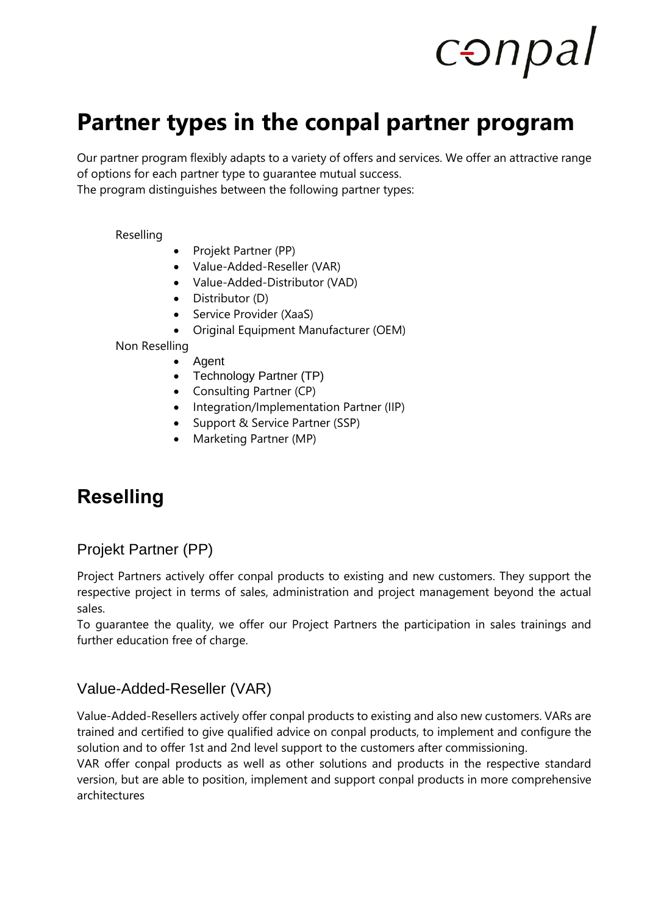# Partner types in the conpal partner program

Our partner program flexibly adapts to a variety of offers and services. We offer an attractive range of options for each partner type to guarantee mutual success.
The program distinguishes between the following partner types:

Reselling

- Projekt Partner (PP)
- Value-Added-Reseller (VAR)
- Value-Added-Distributor (VAD)
- Distributor (D)
- Service Provider (XaaS)
- Original Equipment Manufacturer (OEM)

Non Reselling

- Agent
- Technology Partner (TP)
- Consulting Partner (CP)
- Integration/Implementation Partner (IIP)
- Support & Service Partner (SSP)
- Marketing Partner (MP)

## Reselling

### Projekt Partner (PP)

Project Partners actively offer conpal products to existing and new customers. They support the respective project in terms of sales, administration and project management beyond the actual sales.
To guarantee the quality, we offer our Project Partners the participation in sales trainings and further education free of charge.

### Value-Added-Reseller (VAR)

Value-Added-Resellers actively offer conpal products to existing and also new customers. VARs are trained and certified to give qualified advice on conpal products, to implement and configure the solution and to offer 1st and 2nd level support to the customers after commissioning.
VAR offer conpal products as well as other solutions and products in the respective standard version, but are able to position, implement and support conpal products in more comprehensive architectures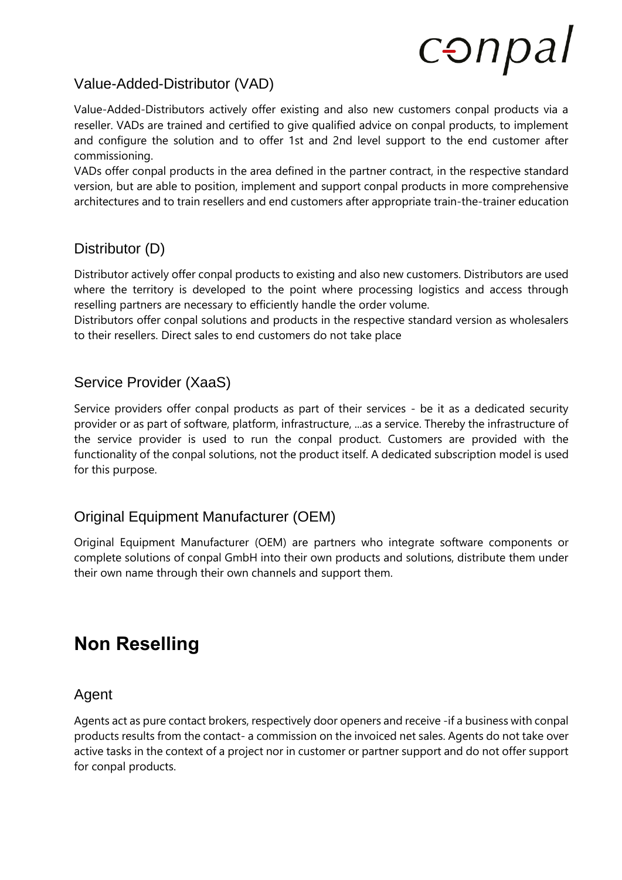### Value-Added-Distributor (VAD)

Value-Added-Distributors actively offer existing and also new customers conpal products via a reseller. VADs are trained and certified to give qualified advice on conpal products, to implement and configure the solution and to offer 1st and 2nd level support to the end customer after commissioning.

VADs offer conpal products in the area defined in the partner contract, in the respective standard version, but are able to position, implement and support conpal products in more comprehensive architectures and to train resellers and end customers after appropriate train-the-trainer education

### Distributor (D)

Distributor actively offer conpal products to existing and also new customers. Distributors are used where the territory is developed to the point where processing logistics and access through reselling partners are necessary to efficiently handle the order volume.

Distributors offer conpal solutions and products in the respective standard version as wholesalers to their resellers. Direct sales to end customers do not take place

### Service Provider (XaaS)

Service providers offer conpal products as part of their services - be it as a dedicated security provider or as part of software, platform, infrastructure, ...as a service. Thereby the infrastructure of the service provider is used to run the conpal product. Customers are provided with the functionality of the conpal solutions, not the product itself. A dedicated subscription model is used for this purpose.

### Original Equipment Manufacturer (OEM)

Original Equipment Manufacturer (OEM) are partners who integrate software components or complete solutions of conpal GmbH into their own products and solutions, distribute them under their own name through their own channels and support them.

## Non Reselling

### Agent

Agents act as pure contact brokers, respectively door openers and receive -if a business with conpal products results from the contact- a commission on the invoiced net sales. Agents do not take over active tasks in the context of a project nor in customer or partner support and do not offer support for conpal products.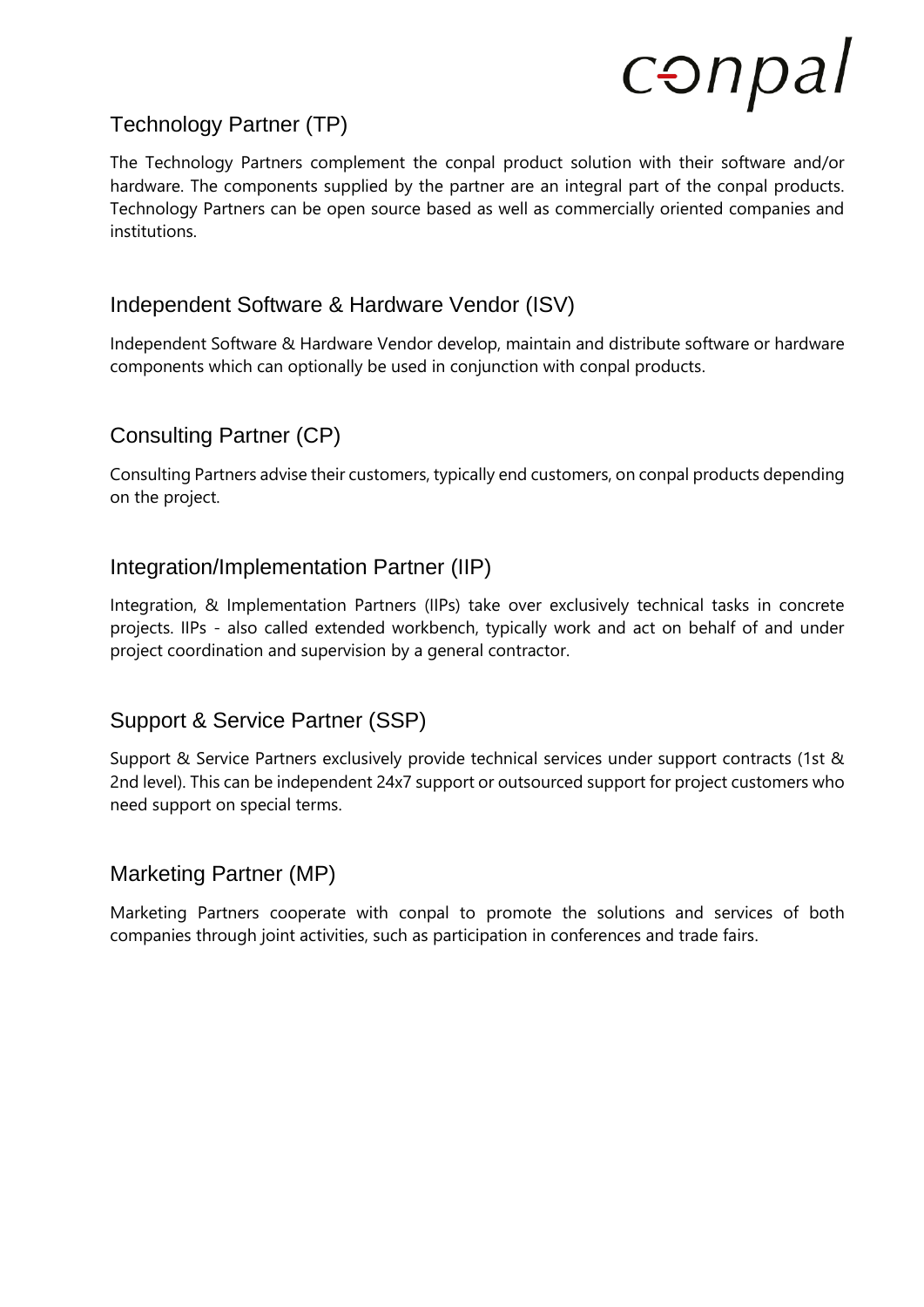## Technology Partner (TP)

The Technology Partners complement the conpal product solution with their software and/or hardware. The components supplied by the partner are an integral part of the conpal products. Technology Partners can be open source based as well as commercially oriented companies and institutions.

## Independent Software & Hardware Vendor (ISV)

Independent Software & Hardware Vendor develop, maintain and distribute software or hardware components which can optionally be used in conjunction with conpal products.

## Consulting Partner (CP)

Consulting Partners advise their customers, typically end customers, on conpal products depending on the project.

## Integration/Implementation Partner (IIP)

Integration, & Implementation Partners (IIPs) take over exclusively technical tasks in concrete projects. IIPs - also called extended workbench, typically work and act on behalf of and under project coordination and supervision by a general contractor.

## Support & Service Partner (SSP)

Support & Service Partners exclusively provide technical services under support contracts (1st & 2nd level). This can be independent 24x7 support or outsourced support for project customers who need support on special terms.

## Marketing Partner (MP)

Marketing Partners cooperate with conpal to promote the solutions and services of both companies through joint activities, such as participation in conferences and trade fairs.